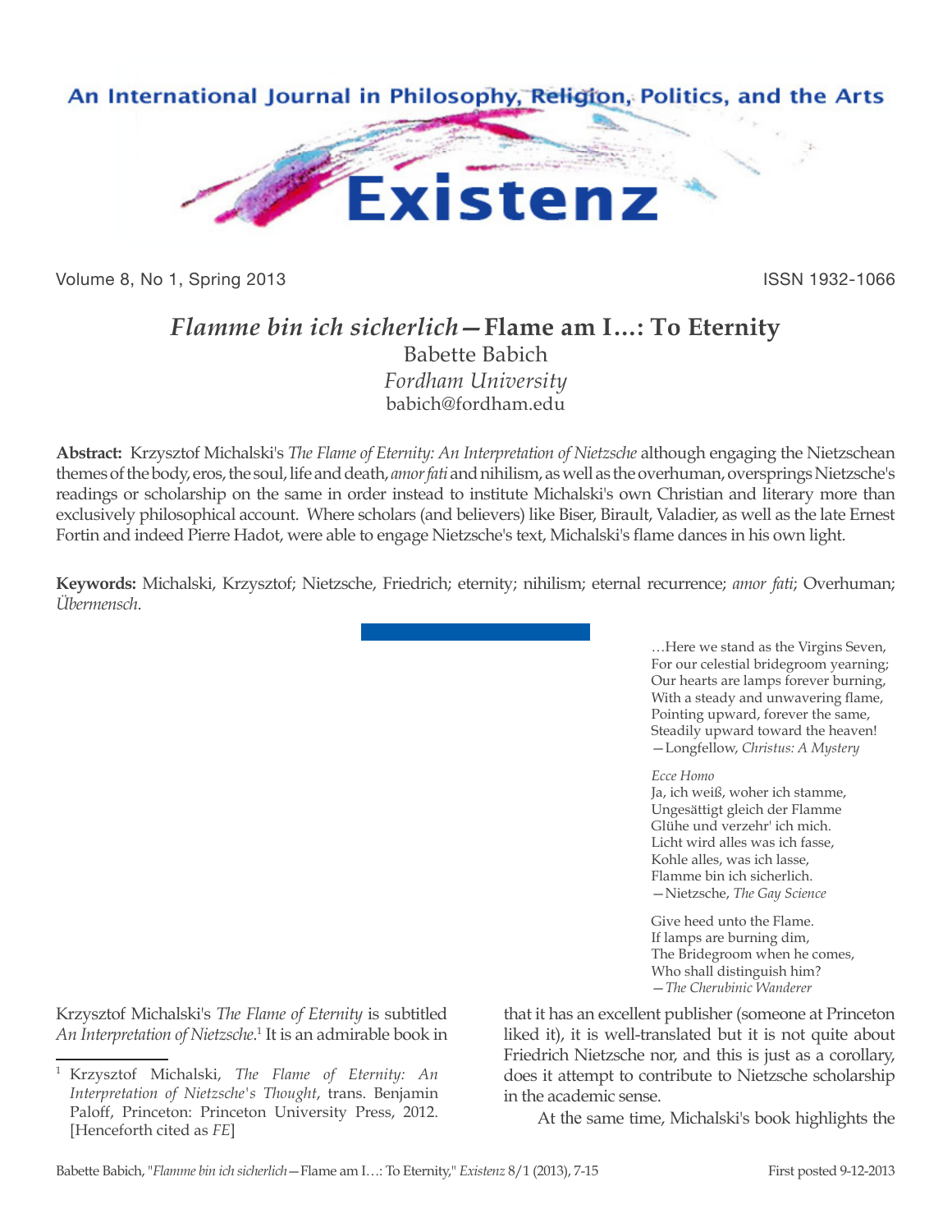# *Flamme bin ich sicherlich*—Flame am I…: To Eternity

Babette Babich
*Fordham University*
babich@fordham.edu

**Abstract:** Krzysztof Michalski's *The Flame of Eternity: An Interpretation of Nietzsche* although engaging the Nietzschean themes of the body, eros, the soul, life and death, *amor fati* and nihilism, as well as the overhuman, oversprings Nietzsche's readings or scholarship on the same in order instead to institute Michalski's own Christian and literary more than exclusively philosophical account. Where scholars (and believers) like Biser, Birault, Valadier, as well as the late Ernest Fortin and indeed Pierre Hadot, were able to engage Nietzsche's text, Michalski's flame dances in his own light.

**Keywords:** Michalski, Krzysztof; Nietzsche, Friedrich; eternity; nihilism; eternal recurrence; *amor fati*; Overhuman; *Übermensch.*

> …Here we stand as the Virgins Seven,
> For our celestial bridegroom yearning;
> Our hearts are lamps forever burning,
> With a steady and unwavering flame,
> Pointing upward, forever the same,
> Steadily upward toward the heaven!
> —Longfellow, *Christus: A Mystery*

> *Ecce Homo*
> Ja, ich weiß, woher ich stamme,
> Ungesättigt gleich der Flamme
> Glühe und verzehr' ich mich.
> Licht wird alles was ich fasse,
> Kohle alles, was ich lasse,
> Flamme bin ich sicherlich.
> —Nietzsche, *The Gay Science*

> Give heed unto the Flame.
> If lamps are burning dim,
> The Bridegroom when he comes,
> Who shall distinguish him?
> —*The Cherubinic Wanderer*

Krzysztof Michalski's *The Flame of Eternity* is subtitled *An Interpretation of Nietzsche*.[1] It is an admirable book in that it has an excellent publisher (someone at Princeton liked it), it is well-translated but it is not quite about Friedrich Nietzsche nor, and this is just as a corollary, does it attempt to contribute to Nietzsche scholarship in the academic sense.

At the same time, Michalski's book highlights the

[1] Krzysztof Michalski, *The Flame of Eternity: An Interpretation of Nietzsche's Thought*, trans. Benjamin Paloff, Princeton: Princeton University Press, 2012. [Henceforth cited as *FE*]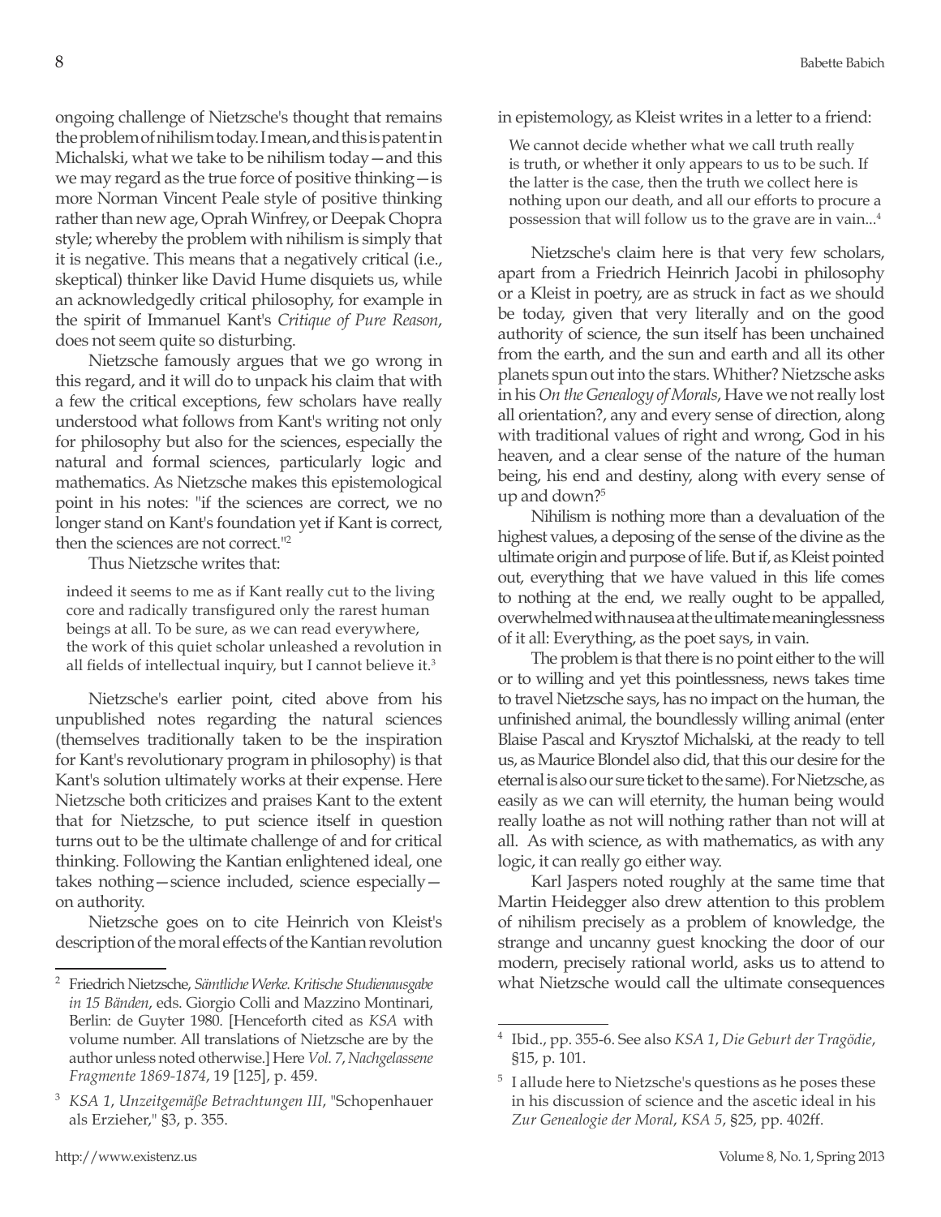ongoing challenge of Nietzsche's thought that remains the problem of nihilism today. I mean, and this is patent in Michalski, what we take to be nihilism today—and this we may regard as the true force of positive thinking—is more Norman Vincent Peale style of positive thinking rather than new age, Oprah Winfrey, or Deepak Chopra style; whereby the problem with nihilism is simply that it is negative. This means that a negatively critical (i.e., skeptical) thinker like David Hume disquiets us, while an acknowledgedly critical philosophy, for example in the spirit of Immanuel Kant's *Critique of Pure Reason*, does not seem quite so disturbing.

Nietzsche famously argues that we go wrong in this regard, and it will do to unpack his claim that with a few the critical exceptions, few scholars have really understood what follows from Kant's writing not only for philosophy but also for the sciences, especially the natural and formal sciences, particularly logic and mathematics. As Nietzsche makes this epistemological point in his notes: "if the sciences are correct, we no longer stand on Kant's foundation yet if Kant is correct, then the sciences are not correct."[2]

Thus Nietzsche writes that:

> indeed it seems to me as if Kant really cut to the living core and radically transfigured only the rarest human beings at all. To be sure, as we can read everywhere, the work of this quiet scholar unleashed a revolution in all fields of intellectual inquiry, but I cannot believe it.[3]

Nietzsche's earlier point, cited above from his unpublished notes regarding the natural sciences (themselves traditionally taken to be the inspiration for Kant's revolutionary program in philosophy) is that Kant's solution ultimately works at their expense. Here Nietzsche both criticizes and praises Kant to the extent that for Nietzsche, to put science itself in question turns out to be the ultimate challenge of and for critical thinking. Following the Kantian enlightened ideal, one takes nothing—science included, science especially—on authority.

Nietzsche goes on to cite Heinrich von Kleist's description of the moral effects of the Kantian revolution in epistemology, as Kleist writes in a letter to a friend:

> We cannot decide whether what we call truth really is truth, or whether it only appears to us to be such. If the latter is the case, then the truth we collect here is nothing upon our death, and all our efforts to procure a possession that will follow us to the grave are in vain...[4]

Nietzsche's claim here is that very few scholars, apart from a Friedrich Heinrich Jacobi in philosophy or a Kleist in poetry, are as struck in fact as we should be today, given that very literally and on the good authority of science, the sun itself has been unchained from the earth, and the sun and earth and all its other planets spun out into the stars. Whither? Nietzsche asks in his *On the Genealogy of Morals*, Have we not really lost all orientation?, any and every sense of direction, along with traditional values of right and wrong, God in his heaven, and a clear sense of the nature of the human being, his end and destiny, along with every sense of up and down?[5]

Nihilism is nothing more than a devaluation of the highest values, a deposing of the sense of the divine as the ultimate origin and purpose of life. But if, as Kleist pointed out, everything that we have valued in this life comes to nothing at the end, we really ought to be appalled, overwhelmed with nausea at the ultimate meaninglessness of it all: Everything, as the poet says, in vain.

The problem is that there is no point either to the will or to willing and yet this pointlessness, news takes time to travel Nietzsche says, has no impact on the human, the unfinished animal, the boundlessly willing animal (enter Blaise Pascal and Krysztof Michalski, at the ready to tell us, as Maurice Blondel also did, that this our desire for the eternal is also our sure ticket to the same). For Nietzsche, as easily as we can will eternity, the human being would really loathe as not will nothing rather than not will at all. As with science, as with mathematics, as with any logic, it can really go either way.

Karl Jaspers noted roughly at the same time that Martin Heidegger also drew attention to this problem of nihilism precisely as a problem of knowledge, the strange and uncanny guest knocking the door of our modern, precisely rational world, asks us to attend to what Nietzsche would call the ultimate consequences

---

[2] Friedrich Nietzsche, *Sämtliche Werke. Kritische Studienausgabe in 15 Bänden*, eds. Giorgio Colli and Mazzino Montinari, Berlin: de Guyter 1980. [Henceforth cited as *KSA* with volume number. All translations of Nietzsche are by the author unless noted otherwise.] Here *Vol. 7*, *Nachgelassene Fragmente 1869-1874*, 19 [125], p. 459.

[3] *KSA 1*, *Unzeitgemäße Betrachtungen III*, "Schopenhauer als Erzieher," §3, p. 355.

[4] Ibid., pp. 355-6. See also *KSA 1*, *Die Geburt der Tragödie*, §15, p. 101.

[5] I allude here to Nietzsche's questions as he poses these in his discussion of science and the ascetic ideal in his *Zur Genealogie der Moral*, *KSA 5*, §25, pp. 402ff.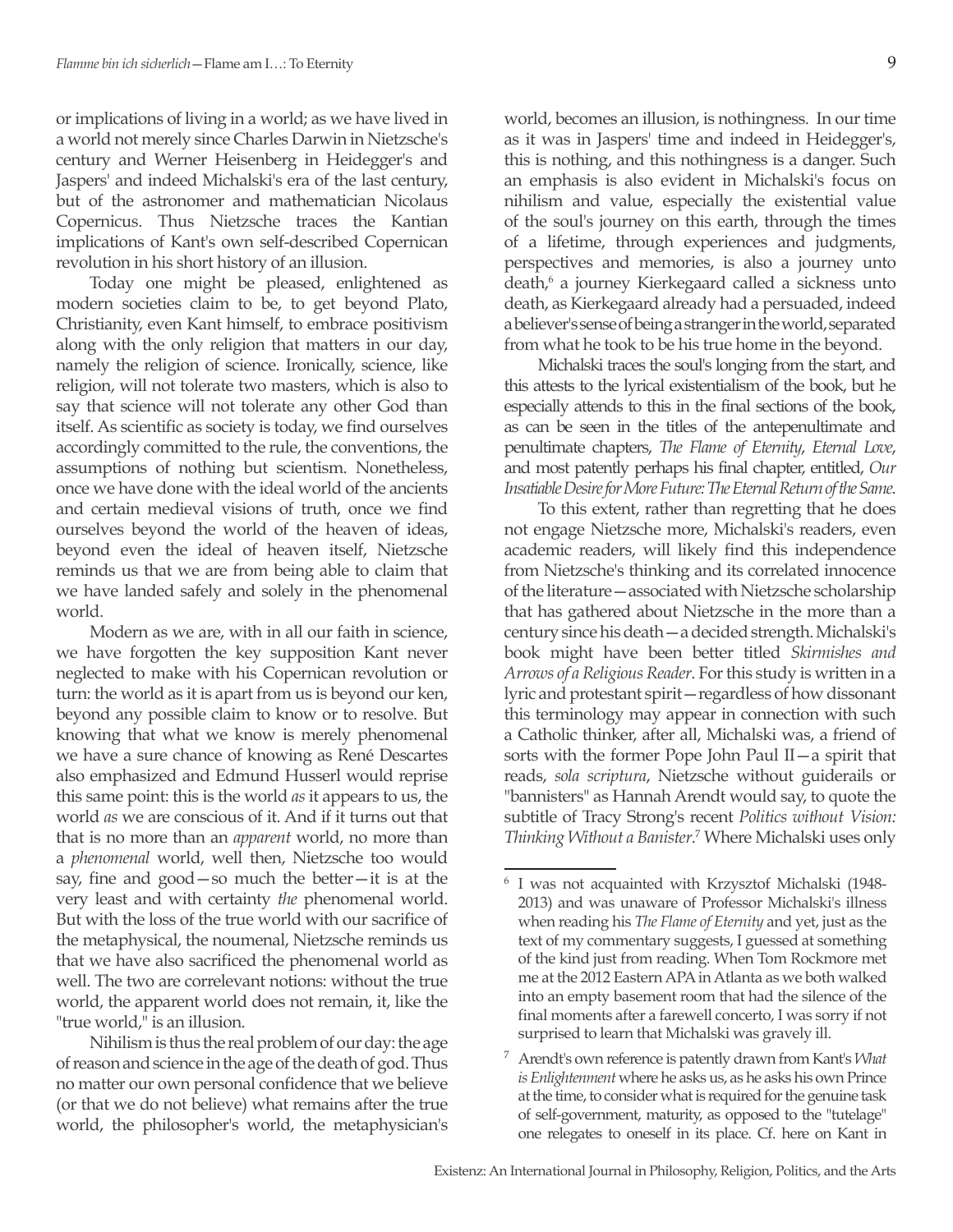or implications of living in a world; as we have lived in a world not merely since Charles Darwin in Nietzsche's century and Werner Heisenberg in Heidegger's and Jaspers' and indeed Michalski's era of the last century, but of the astronomer and mathematician Nicolaus Copernicus. Thus Nietzsche traces the Kantian implications of Kant's own self-described Copernican revolution in his short history of an illusion.

Today one might be pleased, enlightened as modern societies claim to be, to get beyond Plato, Christianity, even Kant himself, to embrace positivism along with the only religion that matters in our day, namely the religion of science. Ironically, science, like religion, will not tolerate two masters, which is also to say that science will not tolerate any other God than itself. As scientific as society is today, we find ourselves accordingly committed to the rule, the conventions, the assumptions of nothing but scientism. Nonetheless, once we have done with the ideal world of the ancients and certain medieval visions of truth, once we find ourselves beyond the world of the heaven of ideas, beyond even the ideal of heaven itself, Nietzsche reminds us that we are from being able to claim that we have landed safely and solely in the phenomenal world.

Modern as we are, with in all our faith in science, we have forgotten the key supposition Kant never neglected to make with his Copernican revolution or turn: the world as it is apart from us is beyond our ken, beyond any possible claim to know or to resolve. But knowing that what we know is merely phenomenal we have a sure chance of knowing as René Descartes also emphasized and Edmund Husserl would reprise this same point: this is the world *as* it appears to us, the world *as* we are conscious of it. And if it turns out that that is no more than an *apparent* world, no more than a *phenomenal* world, well then, Nietzsche too would say, fine and good—so much the better—it is at the very least and with certainty *the* phenomenal world. But with the loss of the true world with our sacrifice of the metaphysical, the noumenal, Nietzsche reminds us that we have also sacrificed the phenomenal world as well. The two are correlevant notions: without the true world, the apparent world does not remain, it, like the "true world," is an illusion.

Nihilism is thus the real problem of our day: the age of reason and science in the age of the death of god. Thus no matter our own personal confidence that we believe (or that we do not believe) what remains after the true world, the philosopher's world, the metaphysician's world, becomes an illusion, is nothingness. In our time as it was in Jaspers' time and indeed in Heidegger's, this is nothing, and this nothingness is a danger. Such an emphasis is also evident in Michalski's focus on nihilism and value, especially the existential value of the soul's journey on this earth, through the times of a lifetime, through experiences and judgments, perspectives and memories, is also a journey unto death,[6] a journey Kierkegaard called a sickness unto death, as Kierkegaard already had a persuaded, indeed a believer's sense of being a stranger in the world, separated from what he took to be his true home in the beyond.

Michalski traces the soul's longing from the start, and this attests to the lyrical existentialism of the book, but he especially attends to this in the final sections of the book, as can be seen in the titles of the antepenultimate and penultimate chapters, *The Flame of Eternity*, *Eternal Love*, and most patently perhaps his final chapter, entitled, *Our Insatiable Desire for More Future: The Eternal Return of the Same*.

To this extent, rather than regretting that he does not engage Nietzsche more, Michalski's readers, even academic readers, will likely find this independence from Nietzsche's thinking and its correlated innocence of the literature—associated with Nietzsche scholarship that has gathered about Nietzsche in the more than a century since his death—a decided strength. Michalski's book might have been better titled *Skirmishes and Arrows of a Religious Reader*. For this study is written in a lyric and protestant spirit—regardless of how dissonant this terminology may appear in connection with such a Catholic thinker, after all, Michalski was, a friend of sorts with the former Pope John Paul II—a spirit that reads, *sola scriptura*, Nietzsche without guiderails or "bannisters" as Hannah Arendt would say, to quote the subtitle of Tracy Strong's recent *Politics without Vision: Thinking Without a Banister*.[7] Where Michalski uses only

---

[6] I was not acquainted with Krzysztof Michalski (1948-2013) and was unaware of Professor Michalski's illness when reading his *The Flame of Eternity* and yet, just as the text of my commentary suggests, I guessed at something of the kind just from reading. When Tom Rockmore met me at the 2012 Eastern APA in Atlanta as we both walked into an empty basement room that had the silence of the final moments after a farewell concerto, I was sorry if not surprised to learn that Michalski was gravely ill.

[7] Arendt's own reference is patently drawn from Kant's *What is Enlightenment* where he asks us, as he asks his own Prince at the time, to consider what is required for the genuine task of self-government, maturity, as opposed to the "tutelage" one relegates to oneself in its place. Cf. here on Kant in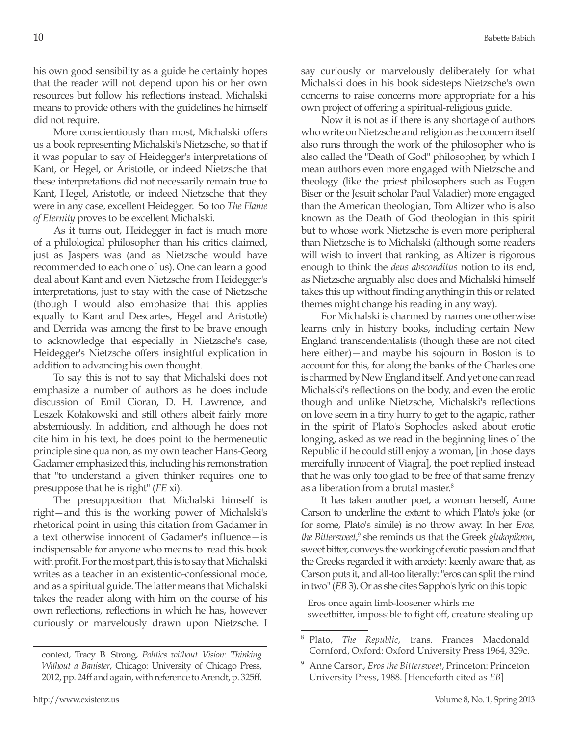his own good sensibility as a guide he certainly hopes that the reader will not depend upon his or her own resources but follow his reflections instead. Michalski means to provide others with the guidelines he himself did not require.

More conscientiously than most, Michalski offers us a book representing Michalski's Nietzsche, so that if it was popular to say of Heidegger's interpretations of Kant, or Hegel, or Aristotle, or indeed Nietzsche that these interpretations did not necessarily remain true to Kant, Hegel, Aristotle, or indeed Nietzsche that they were in any case, excellent Heidegger. So too *The Flame of Eternity* proves to be excellent Michalski.

As it turns out, Heidegger in fact is much more of a philological philosopher than his critics claimed, just as Jaspers was (and as Nietzsche would have recommended to each one of us). One can learn a good deal about Kant and even Nietzsche from Heidegger's interpretations, just to stay with the case of Nietzsche (though I would also emphasize that this applies equally to Kant and Descartes, Hegel and Aristotle) and Derrida was among the first to be brave enough to acknowledge that especially in Nietzsche's case, Heidegger's Nietzsche offers insightful explication in addition to advancing his own thought.

To say this is not to say that Michalski does not emphasize a number of authors as he does include discussion of Emil Cioran, D. H. Lawrence, and Leszek Kołakowski and still others albeit fairly more abstemiously. In addition, and although he does not cite him in his text, he does point to the hermeneutic principle sine qua non, as my own teacher Hans-Georg Gadamer emphasized this, including his remonstration that "to understand a given thinker requires one to presuppose that he is right" (*FE* xi).

The presupposition that Michalski himself is right—and this is the working power of Michalski's rhetorical point in using this citation from Gadamer in a text otherwise innocent of Gadamer's influence—is indispensable for anyone who means to read this book with profit. For the most part, this is to say that Michalski writes as a teacher in an existentio-confessional mode, and as a spiritual guide. The latter means that Michalski takes the reader along with him on the course of his own reflections, reflections in which he has, however curiously or marvelously drawn upon Nietzsche. I say curiously or marvelously deliberately for what Michalski does in his book sidesteps Nietzsche's own concerns to raise concerns more appropriate for a his own project of offering a spiritual-religious guide.

Now it is not as if there is any shortage of authors who write on Nietzsche and religion as the concern itself also runs through the work of the philosopher who is also called the "Death of God" philosopher, by which I mean authors even more engaged with Nietzsche and theology (like the priest philosophers such as Eugen Biser or the Jesuit scholar Paul Valadier) more engaged than the American theologian, Tom Altizer who is also known as the Death of God theologian in this spirit but to whose work Nietzsche is even more peripheral than Nietzsche is to Michalski (although some readers will wish to invert that ranking, as Altizer is rigorous enough to think the *deus absconditus* notion to its end, as Nietzsche arguably also does and Michalski himself takes this up without finding anything in this or related themes might change his reading in any way).

For Michalski is charmed by names one otherwise learns only in history books, including certain New England transcendentalists (though these are not cited here either)—and maybe his sojourn in Boston is to account for this, for along the banks of the Charles one is charmed by New England itself. And yet one can read Michalski's reflections on the body, and even the erotic though and unlike Nietzsche, Michalski's reflections on love seem in a tiny hurry to get to the agapic, rather in the spirit of Plato's Sophocles asked about erotic longing, asked as we read in the beginning lines of the Republic if he could still enjoy a woman, [in those days mercifully innocent of Viagra], the poet replied instead that he was only too glad to be free of that same frenzy as a liberation from a brutal master.[8]

It has taken another poet, a woman herself, Anne Carson to underline the extent to which Plato's joke (or for some, Plato's simile) is no throw away. In her *Eros, the Bittersweet*,[9] she reminds us that the Greek *glukopikron*, sweet bitter, conveys the working of erotic passion and that the Greeks regarded it with anxiety: keenly aware that, as Carson puts it, and all-too literally: "eros can split the mind in two" (*EB* 3). Or as she cites Sappho's lyric on this topic

> Eros once again limb-loosener whirls me
> sweetbitter, impossible to fight off, creature stealing up

---

context, Tracy B. Strong, *Politics without Vision: Thinking Without a Banister*, Chicago: University of Chicago Press, 2012, pp. 24ff and again, with reference to Arendt, p. 325ff.

[8] Plato, *The Republic*, trans. Frances Macdonald Cornford, Oxford: Oxford University Press 1964, 329c.

[9] Anne Carson, *Eros the Bittersweet*, Princeton: Princeton University Press, 1988. [Henceforth cited as *EB*]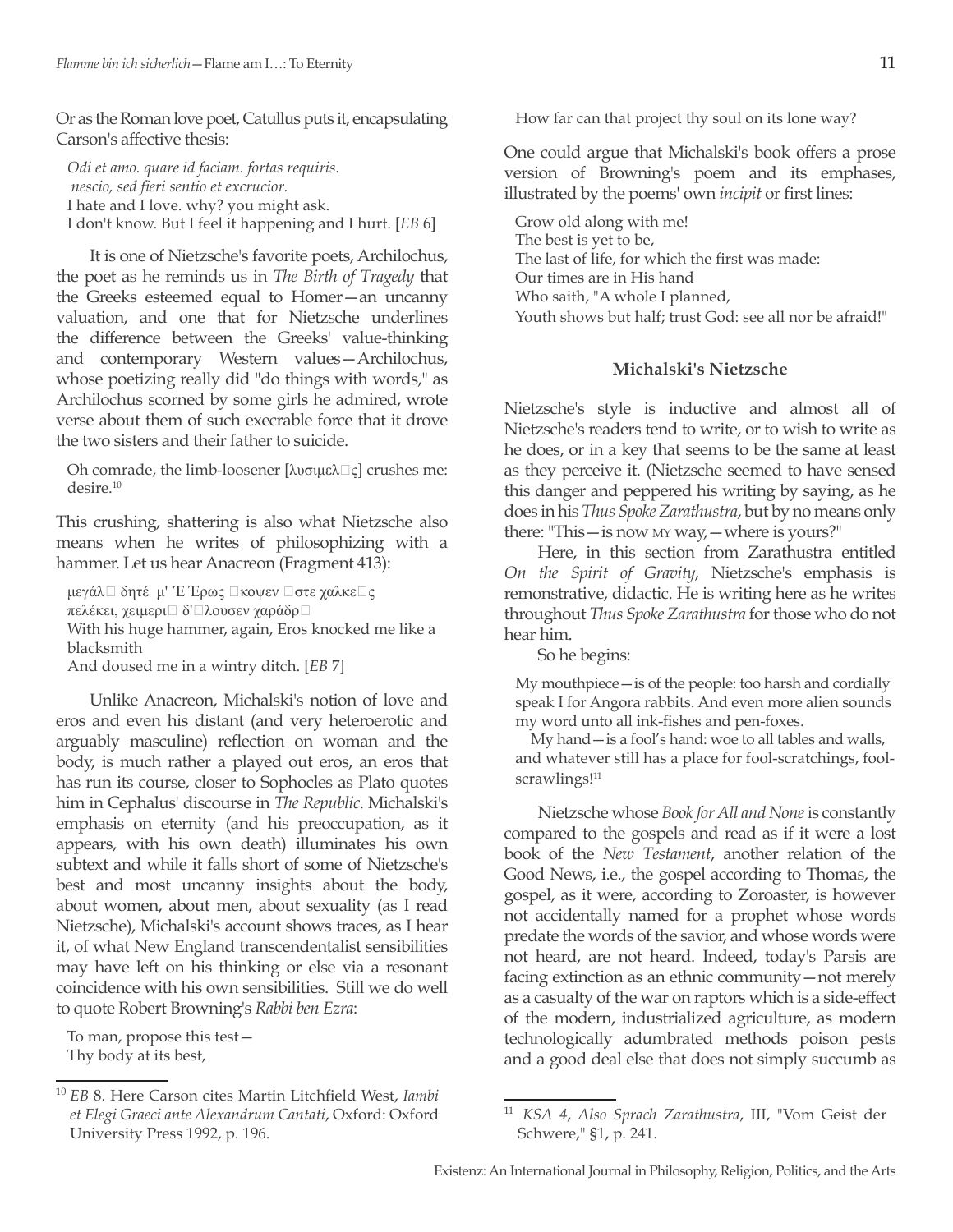Or as the Roman love poet, Catullus puts it, encapsulating Carson's affective thesis:

> *Odi et amo. quare id faciam. fortas requiris.*
> *nescio, sed fieri sentio et excrucior.*
> I hate and I love. why? you might ask.
> I don't know. But I feel it happening and I hurt. [*EB* 6]

It is one of Nietzsche's favorite poets, Archilochus, the poet as he reminds us in *The Birth of Tragedy* that the Greeks esteemed equal to Homer—an uncanny valuation, and one that for Nietzsche underlines the difference between the Greeks' value-thinking and contemporary Western values—Archilochus, whose poetizing really did "do things with words," as Archilochus scorned by some girls he admired, wrote verse about them of such execrable force that it drove the two sisters and their father to suicide.

> Oh comrade, the limb-loosener [λυσιμελ□ς] crushes me: desire.[10]

This crushing, shattering is also what Nietzsche also means when he writes of philosophizing with a hammer. Let us hear Anacreon (Fragment 413):

> μεγάλ□ δητέ μ' Ἔ Ἔρως □κοψεν □στε χαλκε□ς
> πελέκει, χειμερι□ δ'□λουσεν χαράδρ□
> With his huge hammer, again, Eros knocked me like a blacksmith
> And doused me in a wintry ditch. [*EB* 7]

Unlike Anacreon, Michalski's notion of love and eros and even his distant (and very heteroerotic and arguably masculine) reflection on woman and the body, is much rather a played out eros, an eros that has run its course, closer to Sophocles as Plato quotes him in Cephalus' discourse in *The Republic*. Michalski's emphasis on eternity (and his preoccupation, as it appears, with his own death) illuminates his own subtext and while it falls short of some of Nietzsche's best and most uncanny insights about the body, about women, about men, about sexuality (as I read Nietzsche), Michalski's account shows traces, as I hear it, of what New England transcendentalist sensibilities may have left on his thinking or else via a resonant coincidence with his own sensibilities. Still we do well to quote Robert Browning's *Rabbi ben Ezra*:

> To man, propose this test—
> Thy body at its best,
> How far can that project thy soul on its lone way?

One could argue that Michalski's book offers a prose version of Browning's poem and its emphases, illustrated by the poems' own *incipit* or first lines:

> Grow old along with me!
> The best is yet to be,
> The last of life, for which the first was made:
> Our times are in His hand
> Who saith, "A whole I planned,
> Youth shows but half; trust God: see all nor be afraid!"

### Michalski's Nietzsche

Nietzsche's style is inductive and almost all of Nietzsche's readers tend to write, or to wish to write as he does, or in a key that seems to be the same at least as they perceive it. (Nietzsche seemed to have sensed this danger and peppered his writing by saying, as he does in his *Thus Spoke Zarathustra*, but by no means only there: "This—is now MY way,—where is yours?"

Here, in this section from Zarathustra entitled *On the Spirit of Gravity*, Nietzsche's emphasis is remonstrative, didactic. He is writing here as he writes throughout *Thus Spoke Zarathustra* for those who do not hear him.

So he begins:

> My mouthpiece—is of the people: too harsh and cordially speak I for Angora rabbits. And even more alien sounds my word unto all ink-fishes and pen-foxes.
> My hand—is a fool's hand: woe to all tables and walls, and whatever still has a place for fool-scratchings, fool-scrawlings![11]

Nietzsche whose *Book for All and None* is constantly compared to the gospels and read as if it were a lost book of the *New Testament*, another relation of the Good News, i.e., the gospel according to Thomas, the gospel, as it were, according to Zoroaster, is however not accidentally named for a prophet whose words predate the words of the savior, and whose words were not heard, are not heard. Indeed, today's Parsis are facing extinction as an ethnic community—not merely as a casualty of the war on raptors which is a side-effect of the modern, industrialized agriculture, as modern technologically adumbrated methods poison pests and a good deal else that does not simply succumb as

---

[10] *EB* 8. Here Carson cites Martin Litchfield West, *Iambi et Elegi Graeci ante Alexandrum Cantati*, Oxford: Oxford University Press 1992, p. 196.

[11] *KSA 4*, *Also Sprach Zarathustra*, III, "Vom Geist der Schwere," §1, p. 241.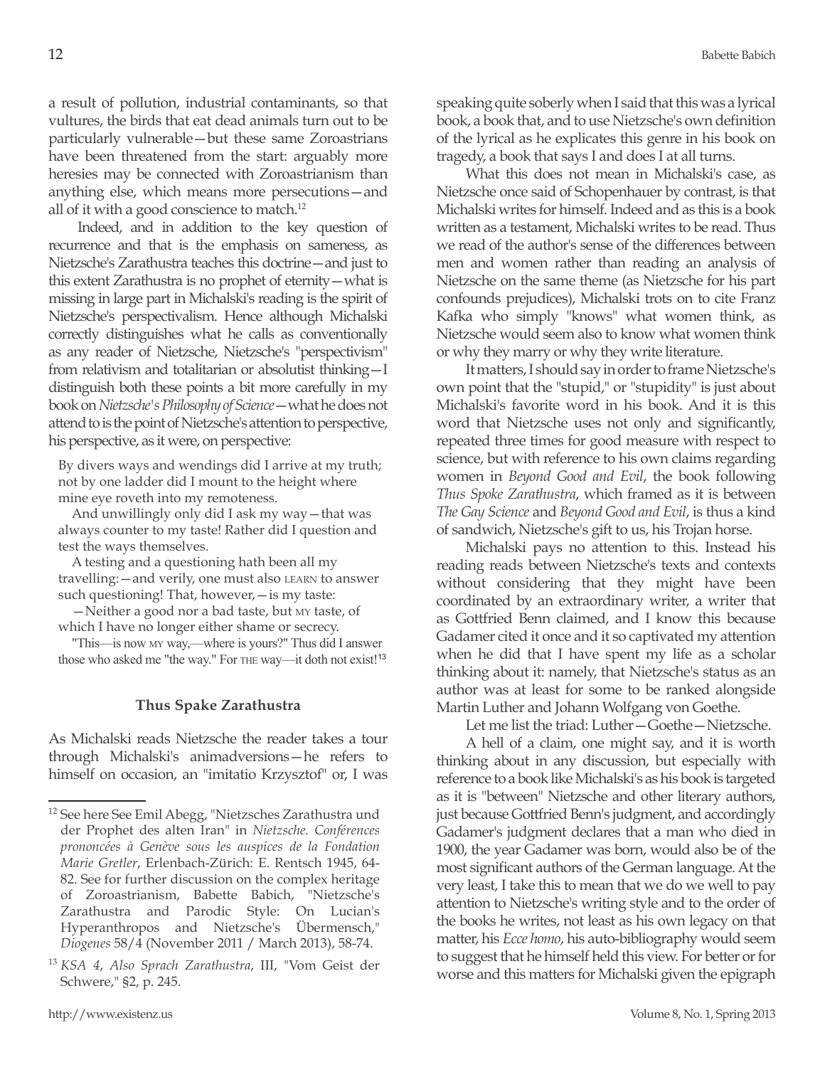a result of pollution, industrial contaminants, so that vultures, the birds that eat dead animals turn out to be particularly vulnerable—but these same Zoroastrians have been threatened from the start: arguably more heresies may be connected with Zoroastrianism than anything else, which means more persecutions—and all of it with a good conscience to match.[12]

Indeed, and in addition to the key question of recurrence and that is the emphasis on sameness, as Nietzsche's Zarathustra teaches this doctrine—and just to this extent Zarathustra is no prophet of eternity—what is missing in large part in Michalski's reading is the spirit of Nietzsche's perspectivalism. Hence although Michalski correctly distinguishes what he calls as conventionally as any reader of Nietzsche, Nietzsche's "perspectivism" from relativism and totalitarian or absolutist thinking—I distinguish both these points a bit more carefully in my book on *Nietzsche's Philosophy of Science*—what he does not attend to is the point of Nietzsche's attention to perspective, his perspective, as it were, on perspective:

> By divers ways and wendings did I arrive at my truth; not by one ladder did I mount to the height where mine eye roveth into my remoteness.
>
> And unwillingly only did I ask my way—that was always counter to my taste! Rather did I question and test the ways themselves.
>
> A testing and a questioning hath been all my travelling:—and verily, one must also LEARN to answer such questioning! That, however,—is my taste:
>
> —Neither a good nor a bad taste, but MY taste, of which I have no longer either shame or secrecy.
>
> "This—is now MY way,—where is yours?" Thus did I answer those who asked me "the way." For THE way—it doth not exist![13]

### Thus Spake Zarathustra

As Michalski reads Nietzsche the reader takes a tour through Michalski's animadversions—he refers to himself on occasion, an "imitatio Krzysztof" or, I was speaking quite soberly when I said that this was a lyrical book, a book that, and to use Nietzsche's own definition of the lyrical as he explicates this genre in his book on tragedy, a book that says I and does I at all turns.

What this does not mean in Michalski's case, as Nietzsche once said of Schopenhauer by contrast, is that Michalski writes for himself. Indeed and as this is a book written as a testament, Michalski writes to be read. Thus we read of the author's sense of the differences between men and women rather than reading an analysis of Nietzsche on the same theme (as Nietzsche for his part confounds prejudices), Michalski trots on to cite Franz Kafka who simply "knows" what women think, as Nietzsche would seem also to know what women think or why they marry or why they write literature.

It matters, I should say in order to frame Nietzsche's own point that the "stupid," or "stupidity" is just about Michalski's favorite word in his book. And it is this word that Nietzsche uses not only and significantly, repeated three times for good measure with respect to science, but with reference to his own claims regarding women in *Beyond Good and Evil*, the book following *Thus Spoke Zarathustra*, which framed as it is between *The Gay Science* and *Beyond Good and Evil*, is thus a kind of sandwich, Nietzsche's gift to us, his Trojan horse.

Michalski pays no attention to this. Instead his reading reads between Nietzsche's texts and contexts without considering that they might have been coordinated by an extraordinary writer, a writer that as Gottfried Benn claimed, and I know this because Gadamer cited it once and it so captivated my attention when he did that I have spent my life as a scholar thinking about it: namely, that Nietzsche's status as an author was at least for some to be ranked alongside Martin Luther and Johann Wolfgang von Goethe.

Let me list the triad: Luther—Goethe—Nietzsche.

A hell of a claim, one might say, and it is worth thinking about in any discussion, but especially with reference to a book like Michalski's as his book is targeted as it is "between" Nietzsche and other literary authors, just because Gottfried Benn's judgment, and accordingly Gadamer's judgment declares that a man who died in 1900, the year Gadamer was born, would also be of the most significant authors of the German language. At the very least, I take this to mean that we do we well to pay attention to Nietzsche's writing style and to the order of the books he writes, not least as his own legacy on that matter, his *Ecce homo*, his auto-bibliography would seem to suggest that he himself held this view. For better or for worse and this matters for Michalski given the epigraph

---

[12] See here See Emil Abegg, "Nietzsches Zarathustra und der Prophet des alten Iran" in *Nietzsche. Conférences prononcées à Genève sous les auspices de la Fondation Marie Gretler*, Erlenbach-Zürich: E. Rentsch 1945, 64-82. See for further discussion on the complex heritage of Zoroastrianism, Babette Babich, "Nietzsche's Zarathustra and Parodic Style: On Lucian's Hyperanthropos and Nietzsche's Übermensch," *Diogenes* 58/4 (November 2011 / March 2013), 58-74.

[13] *KSA 4*, *Also Sprach Zarathustra*, III, "Vom Geist der Schwere," §2, p. 245.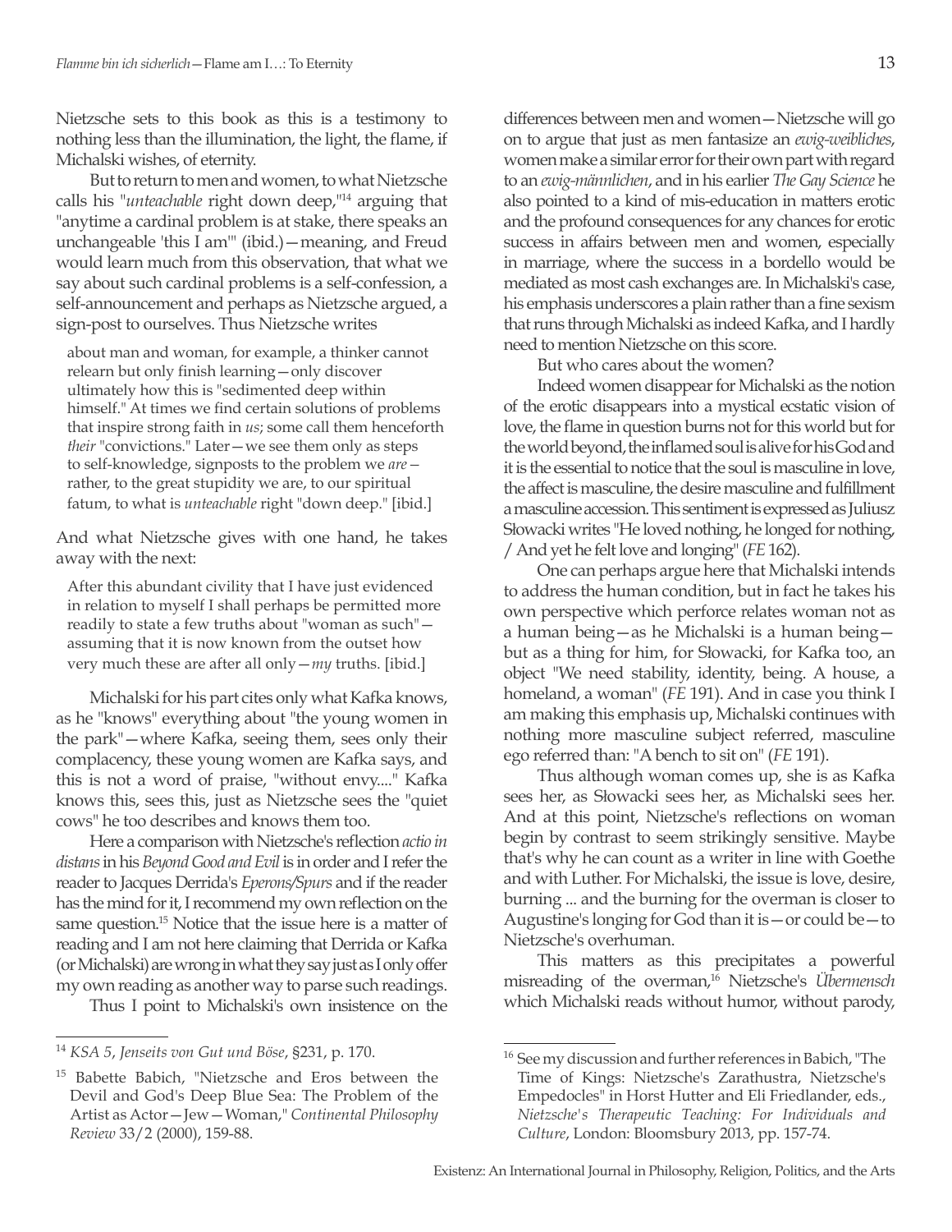Nietzsche sets to this book as this is a testimony to nothing less than the illumination, the light, the flame, if Michalski wishes, of eternity.

But to return to men and women, to what Nietzsche calls his "*unteachable* right down deep,"[14] arguing that "anytime a cardinal problem is at stake, there speaks an unchangeable 'this I am'" (ibid.)—meaning, and Freud would learn much from this observation, that what we say about such cardinal problems is a self-confession, a self-announcement and perhaps as Nietzsche argued, a sign-post to ourselves. Thus Nietzsche writes

> about man and woman, for example, a thinker cannot relearn but only finish learning—only discover ultimately how this is "sedimented deep within himself." At times we find certain solutions of problems that inspire strong faith in *us*; some call them henceforth *their* "convictions." Later—we see them only as steps to self-knowledge, signposts to the problem we *are*—rather, to the great stupidity we are, to our spiritual fatum, to what is *unteachable* right "down deep." [ibid.]

And what Nietzsche gives with one hand, he takes away with the next:

> After this abundant civility that I have just evidenced in relation to myself I shall perhaps be permitted more readily to state a few truths about "woman as such"—assuming that it is now known from the outset how very much these are after all only—*my* truths. [ibid.]

Michalski for his part cites only what Kafka knows, as he "knows" everything about "the young women in the park"—where Kafka, seeing them, sees only their complacency, these young women are Kafka says, and this is not a word of praise, "without envy...." Kafka knows this, sees this, just as Nietzsche sees the "quiet cows" he too describes and knows them too.

Here a comparison with Nietzsche's reflection *actio in distans* in his *Beyond Good and Evil* is in order and I refer the reader to Jacques Derrida's *Eperons/Spurs* and if the reader has the mind for it, I recommend my own reflection on the same question.[15] Notice that the issue here is a matter of reading and I am not here claiming that Derrida or Kafka (or Michalski) are wrong in what they say just as I only offer my own reading as another way to parse such readings.

Thus I point to Michalski's own insistence on the differences between men and women—Nietzsche will go on to argue that just as men fantasize an *ewig-weibliches*, women make a similar error for their own part with regard to an *ewig-männlichen*, and in his earlier *The Gay Science* he also pointed to a kind of mis-education in matters erotic and the profound consequences for any chances for erotic success in affairs between men and women, especially in marriage, where the success in a bordello would be mediated as most cash exchanges are. In Michalski's case, his emphasis underscores a plain rather than a fine sexism that runs through Michalski as indeed Kafka, and I hardly need to mention Nietzsche on this score.

But who cares about the women?

Indeed women disappear for Michalski as the notion of the erotic disappears into a mystical ecstatic vision of love, the flame in question burns not for this world but for the world beyond, the inflamed soul is alive for his God and it is the essential to notice that the soul is masculine in love, the affect is masculine, the desire masculine and fulfillment a masculine accession. This sentiment is expressed as Juliusz Słowacki writes "He loved nothing, he longed for nothing, / And yet he felt love and longing" (*FE* 162).

One can perhaps argue here that Michalski intends to address the human condition, but in fact he takes his own perspective which perforce relates woman not as a human being—as he Michalski is a human being—but as a thing for him, for Słowacki, for Kafka too, an object "We need stability, identity, being. A house, a homeland, a woman" (*FE* 191). And in case you think I am making this emphasis up, Michalski continues with nothing more masculine subject referred, masculine ego referred than: "A bench to sit on" (*FE* 191).

Thus although woman comes up, she is as Kafka sees her, as Słowacki sees her, as Michalski sees her. And at this point, Nietzsche's reflections on woman begin by contrast to seem strikingly sensitive. Maybe that's why he can count as a writer in line with Goethe and with Luther. For Michalski, the issue is love, desire, burning ... and the burning for the overman is closer to Augustine's longing for God than it is—or could be—to Nietzsche's overhuman.

This matters as this precipitates a powerful misreading of the overman,[16] Nietzsche's *Übermensch* which Michalski reads without humor, without parody,

---

[14] *KSA 5, Jenseits von Gut und Böse*, §231, p. 170.

[15] Babette Babich, "Nietzsche and Eros between the Devil and God's Deep Blue Sea: The Problem of the Artist as Actor—Jew—Woman," *Continental Philosophy Review* 33/2 (2000), 159-88.

[16] See my discussion and further references in Babich, "The Time of Kings: Nietzsche's Zarathustra, Nietzsche's Empedocles" in Horst Hutter and Eli Friedlander, eds., *Nietzsche's Therapeutic Teaching: For Individuals and Culture*, London: Bloomsbury 2013, pp. 157-74.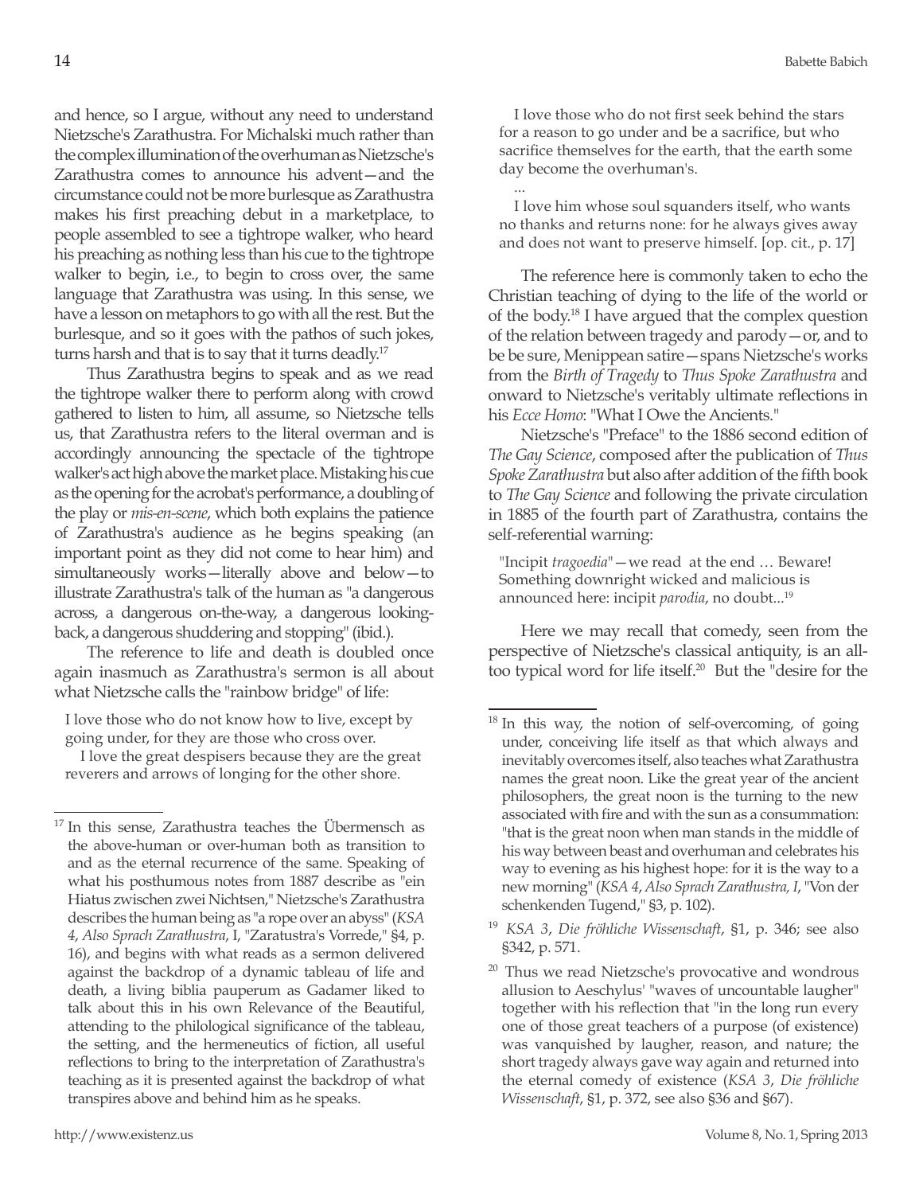and hence, so I argue, without any need to understand Nietzsche's Zarathustra. For Michalski much rather than the complex illumination of the overhuman as Nietzsche's Zarathustra comes to announce his advent—and the circumstance could not be more burlesque as Zarathustra makes his first preaching debut in a marketplace, to people assembled to see a tightrope walker, who heard his preaching as nothing less than his cue to the tightrope walker to begin, i.e., to begin to cross over, the same language that Zarathustra was using. In this sense, we have a lesson on metaphors to go with all the rest. But the burlesque, and so it goes with the pathos of such jokes, turns harsh and that is to say that it turns deadly.[17]

Thus Zarathustra begins to speak and as we read the tightrope walker there to perform along with crowd gathered to listen to him, all assume, so Nietzsche tells us, that Zarathustra refers to the literal overman and is accordingly announcing the spectacle of the tightrope walker's act high above the market place. Mistaking his cue as the opening for the acrobat's performance, a doubling of the play or *mis-en-scene*, which both explains the patience of Zarathustra's audience as he begins speaking (an important point as they did not come to hear him) and simultaneously works—literally above and below—to illustrate Zarathustra's talk of the human as "a dangerous across, a dangerous on-the-way, a dangerous looking-back, a dangerous shuddering and stopping" (ibid.).

The reference to life and death is doubled once again inasmuch as Zarathustra's sermon is all about what Nietzsche calls the "rainbow bridge" of life:

> I love those who do not know how to live, except by going under, for they are those who cross over.
>
> I love the great despisers because they are the great reverers and arrows of longing for the other shore.
>
> I love those who do not first seek behind the stars for a reason to go under and be a sacrifice, but who sacrifice themselves for the earth, that the earth some day become the overhuman's.
>
> ...
>
> I love him whose soul squanders itself, who wants no thanks and returns none: for he always gives away and does not want to preserve himself. [op. cit., p. 17]

The reference here is commonly taken to echo the Christian teaching of dying to the life of the world or of the body.[18] I have argued that the complex question of the relation between tragedy and parody—or, and to be be sure, Menippean satire—spans Nietzsche's works from the *Birth of Tragedy* to *Thus Spoke Zarathustra* and onward to Nietzsche's veritably ultimate reflections in his *Ecce Homo*: "What I Owe the Ancients."

Nietzsche's "Preface" to the 1886 second edition of *The Gay Science*, composed after the publication of *Thus Spoke Zarathustra* but also after addition of the fifth book to *The Gay Science* and following the private circulation in 1885 of the fourth part of Zarathustra, contains the self-referential warning:

> "Incipit *tragoedia*"—we read at the end … Beware! Something downright wicked and malicious is announced here: incipit *parodia*, no doubt...[19]

Here we may recall that comedy, seen from the perspective of Nietzsche's classical antiquity, is an all-too typical word for life itself.[20] But the "desire for the

---

[17] In this sense, Zarathustra teaches the Übermensch as the above-human or over-human both as transition to and as the eternal recurrence of the same. Speaking of what his posthumous notes from 1887 describe as "ein Hiatus zwischen zwei Nichtsen," Nietzsche's Zarathustra describes the human being as "a rope over an abyss" (*KSA 4*, *Also Sprach Zarathustra*, I, "Zaratustra's Vorrede," §4, p. 16), and begins with what reads as a sermon delivered against the backdrop of a dynamic tableau of life and death, a living biblia pauperum as Gadamer liked to talk about this in his own Relevance of the Beautiful, attending to the philological significance of the tableau, the setting, and the hermeneutics of fiction, all useful reflections to bring to the interpretation of Zarathustra's teaching as it is presented against the backdrop of what transpires above and behind him as he speaks.

[18] In this way, the notion of self-overcoming, of going under, conceiving life itself as that which always and inevitably overcomes itself, also teaches what Zarathustra names the great noon. Like the great year of the ancient philosophers, the great noon is the turning to the new associated with fire and with the sun as a consummation: "that is the great noon when man stands in the middle of his way between beast and overhuman and celebrates his way to evening as his highest hope: for it is the way to a new morning" (*KSA 4*, *Also Sprach Zarathustra, I*, "Von der schenkenden Tugend," §3, p. 102).

[19] *KSA 3*, *Die fröhliche Wissenschaft*, §1, p. 346; see also §342, p. 571.

[20] Thus we read Nietzsche's provocative and wondrous allusion to Aeschylus' "waves of uncountable laugher" together with his reflection that "in the long run every one of those great teachers of a purpose (of existence) was vanquished by laugher, reason, and nature; the short tragedy always gave way again and returned into the eternal comedy of existence (*KSA 3*, *Die fröhliche Wissenschaft*, §1, p. 372, see also §36 and §67).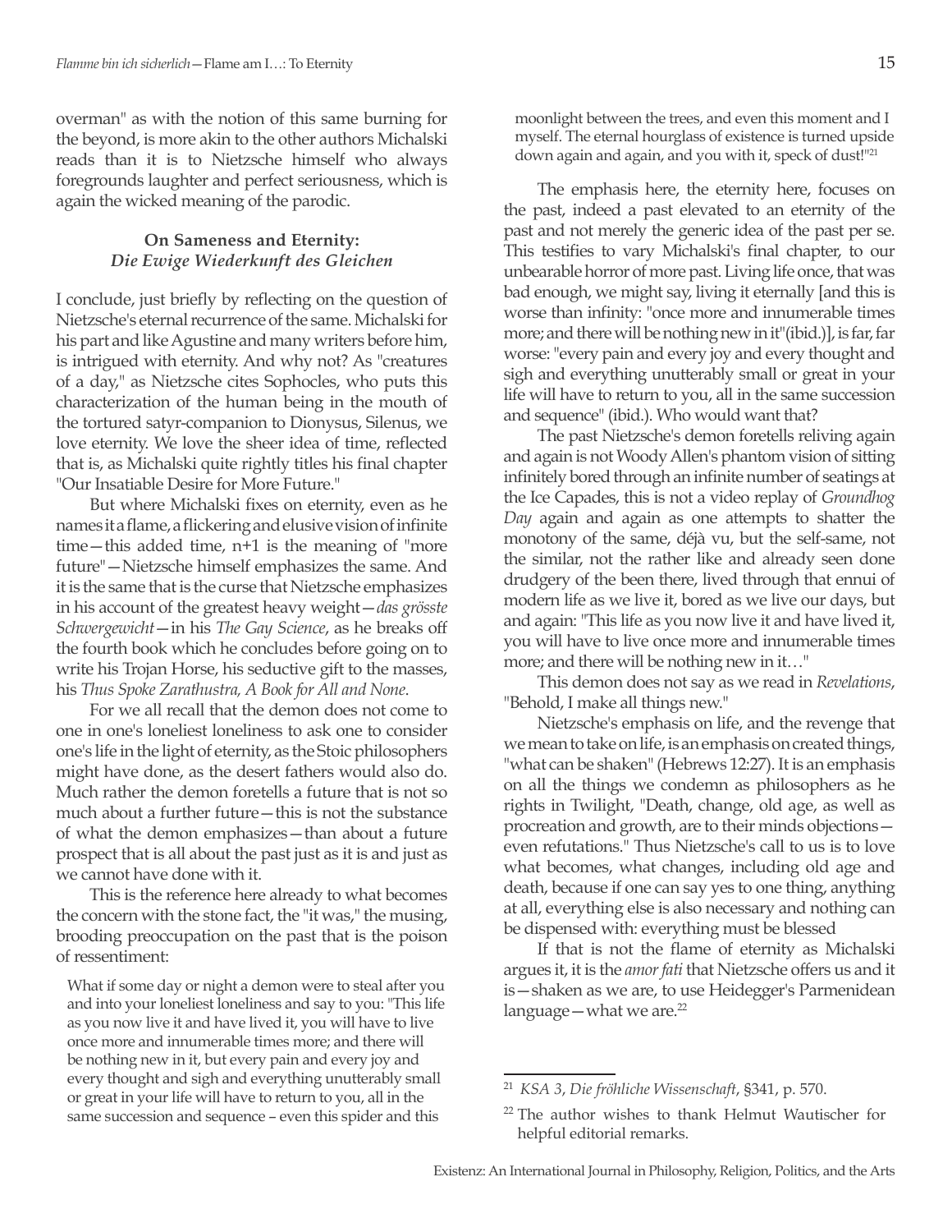overman" as with the notion of this same burning for the beyond, is more akin to the other authors Michalski reads than it is to Nietzsche himself who always foregrounds laughter and perfect seriousness, which is again the wicked meaning of the parodic.

### On Sameness and Eternity: *Die Ewige Wiederkunft des Gleichen*

I conclude, just briefly by reflecting on the question of Nietzsche's eternal recurrence of the same. Michalski for his part and like Agustine and many writers before him, is intrigued with eternity. And why not? As "creatures of a day," as Nietzsche cites Sophocles, who puts this characterization of the human being in the mouth of the tortured satyr-companion to Dionysus, Silenus, we love eternity. We love the sheer idea of time, reflected that is, as Michalski quite rightly titles his final chapter "Our Insatiable Desire for More Future."

But where Michalski fixes on eternity, even as he names it a flame, a flickering and elusive vision of infinite time—this added time, n+1 is the meaning of "more future"—Nietzsche himself emphasizes the same. And it is the same that is the curse that Nietzsche emphasizes in his account of the greatest heavy weight—*das grösste Schwergewicht*—in his *The Gay Science*, as he breaks off the fourth book which he concludes before going on to write his Trojan Horse, his seductive gift to the masses, his *Thus Spoke Zarathustra, A Book for All and None*.

For we all recall that the demon does not come to one in one's loneliest loneliness to ask one to consider one's life in the light of eternity, as the Stoic philosophers might have done, as the desert fathers would also do. Much rather the demon foretells a future that is not so much about a further future—this is not the substance of what the demon emphasizes—than about a future prospect that is all about the past just as it is and just as we cannot have done with it.

This is the reference here already to what becomes the concern with the stone fact, the "it was," the musing, brooding preoccupation on the past that is the poison of ressentiment:

> What if some day or night a demon were to steal after you and into your loneliest loneliness and say to you: "This life as you now live it and have lived it, you will have to live once more and innumerable times more; and there will be nothing new in it, but every pain and every joy and every thought and sigh and everything unutterably small or great in your life will have to return to you, all in the same succession and sequence – even this spider and this moonlight between the trees, and even this moment and I myself. The eternal hourglass of existence is turned upside down again and again, and you with it, speck of dust!"[21]

The emphasis here, the eternity here, focuses on the past, indeed a past elevated to an eternity of the past and not merely the generic idea of the past per se. This testifies to vary Michalski's final chapter, to our unbearable horror of more past. Living life once, that was bad enough, we might say, living it eternally [and this is worse than infinity: "once more and innumerable times more; and there will be nothing new in it"(ibid.)], is far, far worse: "every pain and every joy and every thought and sigh and everything unutterably small or great in your life will have to return to you, all in the same succession and sequence" (ibid.). Who would want that?

The past Nietzsche's demon foretells reliving again and again is not Woody Allen's phantom vision of sitting infinitely bored through an infinite number of seatings at the Ice Capades, this is not a video replay of *Groundhog Day* again and again as one attempts to shatter the monotony of the same, déjà vu, but the self-same, not the similar, not the rather like and already seen done drudgery of the been there, lived through that ennui of modern life as we live it, bored as we live our days, but and again: "This life as you now live it and have lived it, you will have to live once more and innumerable times more; and there will be nothing new in it…"

This demon does not say as we read in *Revelations*, "Behold, I make all things new."

Nietzsche's emphasis on life, and the revenge that we mean to take on life, is an emphasis on created things, "what can be shaken" (Hebrews 12:27). It is an emphasis on all the things we condemn as philosophers as he rights in Twilight, "Death, change, old age, as well as procreation and growth, are to their minds objections—even refutations." Thus Nietzsche's call to us is to love what becomes, what changes, including old age and death, because if one can say yes to one thing, anything at all, everything else is also necessary and nothing can be dispensed with: everything must be blessed

If that is not the flame of eternity as Michalski argues it, it is the *amor fati* that Nietzsche offers us and it is—shaken as we are, to use Heidegger's Parmenidean language—what we are.[22]

---

[21] *KSA 3*, *Die fröhliche Wissenschaft*, §341, p. 570.

[22] The author wishes to thank Helmut Wautischer for helpful editorial remarks.